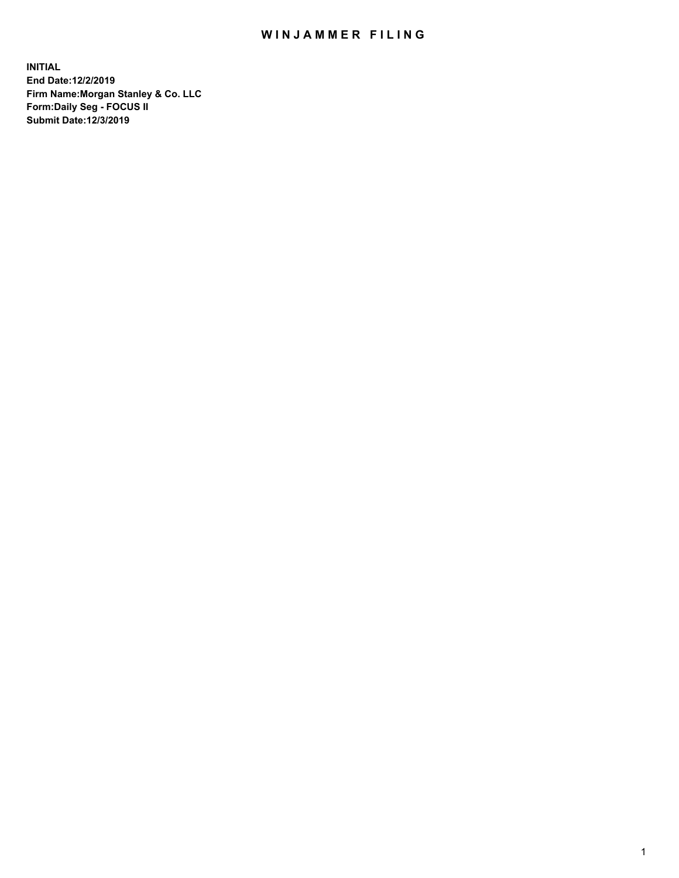# WINJAMMER FILING

**INITIAL**
**End Date:12/2/2019**
**Firm Name:Morgan Stanley & Co. LLC**
**Form:Daily Seg - FOCUS II**
**Submit Date:12/3/2019**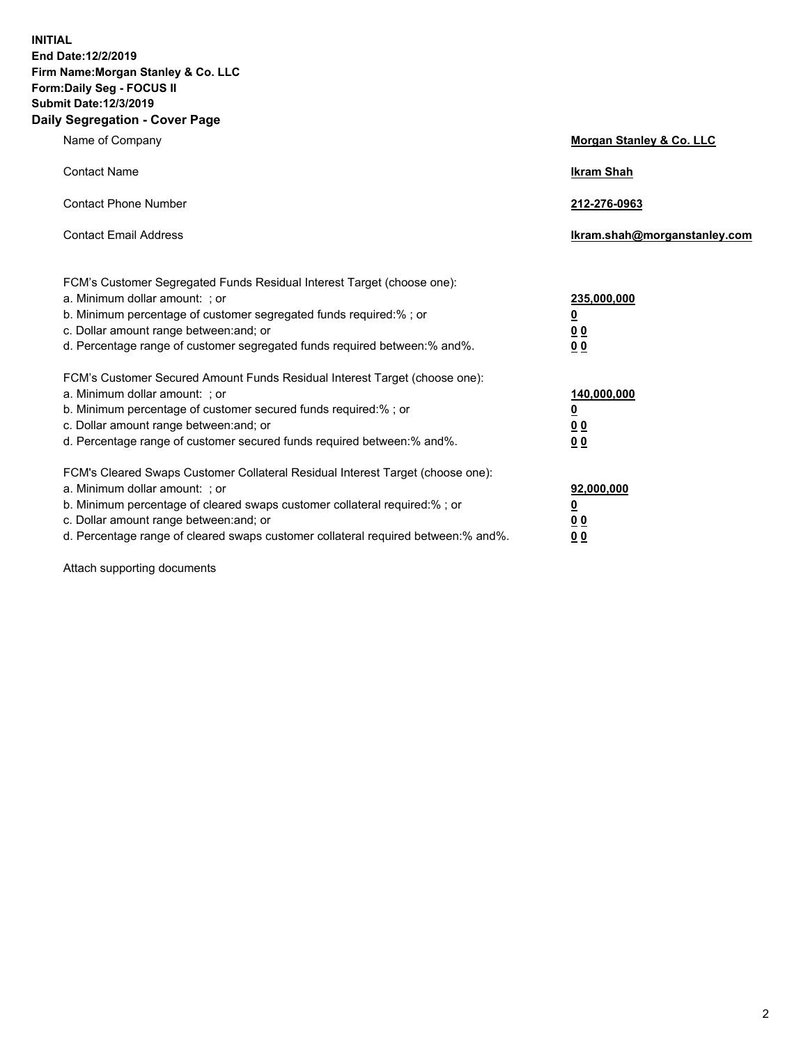**INITIAL**
**End Date:12/2/2019**
**Firm Name:Morgan Stanley & Co. LLC**
**Form:Daily Seg - FOCUS II**
**Submit Date:12/3/2019**
**Daily Segregation - Cover Page**

| | |
|---|---|
| Name of Company | **Morgan Stanley & Co. LLC** |
| Contact Name | **Ikram Shah** |
| Contact Phone Number | **212-276-0963** |
| Contact Email Address | **Ikram.shah@morganstanley.com** |

| | |
|---|---|
| FCM's Customer Segregated Funds Residual Interest Target (choose one): | |
| a. Minimum dollar amount: ; or | **235,000,000** |
| b. Minimum percentage of customer segregated funds required:% ; or | **0** |
| c. Dollar amount range between:and; or | **0 0** |
| d. Percentage range of customer segregated funds required between:% and%. | **0 0** |
| FCM's Customer Secured Amount Funds Residual Interest Target (choose one): | |
| a. Minimum dollar amount: ; or | **140,000,000** |
| b. Minimum percentage of customer secured funds required:% ; or | **0** |
| c. Dollar amount range between:and; or | **0 0** |
| d. Percentage range of customer secured funds required between:% and%. | **0 0** |
| FCM's Cleared Swaps Customer Collateral Residual Interest Target (choose one): | |
| a. Minimum dollar amount: ; or | **92,000,000** |
| b. Minimum percentage of cleared swaps customer collateral required:% ; or | **0** |
| c. Dollar amount range between:and; or | **0 0** |
| d. Percentage range of cleared swaps customer collateral required between:% and%. | **0 0** |

Attach supporting documents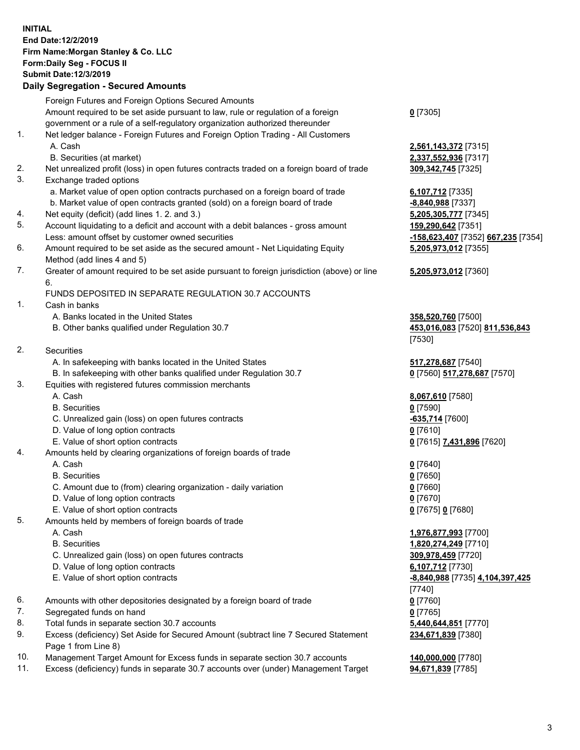**INITIAL**
**End Date:12/2/2019**
**Firm Name:Morgan Stanley & Co. LLC**
**Form:Daily Seg - FOCUS II**
**Submit Date:12/3/2019**

**Daily Segregation - Secured Amounts**

| | | |
|---|---|---|
| | Foreign Futures and Foreign Options Secured Amounts | |
| | Amount required to be set aside pursuant to law, rule or regulation of a foreign government or a rule of a self-regulatory organization authorized thereunder | **0** [7305] |
| 1. | Net ledger balance - Foreign Futures and Foreign Option Trading - All Customers | |
| | A. Cash | **2,561,143,372** [7315] |
| | B. Securities (at market) | **2,337,552,936** [7317] |
| 2. | Net unrealized profit (loss) in open futures contracts traded on a foreign board of trade | **309,342,745** [7325] |
| 3. | Exchange traded options | |
| | a. Market value of open option contracts purchased on a foreign board of trade | **6,107,712** [7335] |
| | b. Market value of open contracts granted (sold) on a foreign board of trade | **-8,840,988** [7337] |
| 4. | Net equity (deficit) (add lines 1. 2. and 3.) | **5,205,305,777** [7345] |
| 5. | Account liquidating to a deficit and account with a debit balances - gross amount | **159,290,642** [7351] |
| | Less: amount offset by customer owned securities | **-158,623,407** [7352] **667,235** [7354] |
| 6. | Amount required to be set aside as the secured amount - Net Liquidating Equity Method (add lines 4 and 5) | **5,205,973,012** [7355] |
| 7. | Greater of amount required to be set aside pursuant to foreign jurisdiction (above) or line 6. | **5,205,973,012** [7360] |
| | FUNDS DEPOSITED IN SEPARATE REGULATION 30.7 ACCOUNTS | |
| 1. | Cash in banks | |
| | A. Banks located in the United States | **358,520,760** [7500] |
| | B. Other banks qualified under Regulation 30.7 | **453,016,083** [7520] **811,536,843** [7530] |
| 2. | Securities | |
| | A. In safekeeping with banks located in the United States | **517,278,687** [7540] |
| | B. In safekeeping with other banks qualified under Regulation 30.7 | **0** [7560] **517,278,687** [7570] |
| 3. | Equities with registered futures commission merchants | |
| | A. Cash | **8,067,610** [7580] |
| | B. Securities | **0** [7590] |
| | C. Unrealized gain (loss) on open futures contracts | **-635,714** [7600] |
| | D. Value of long option contracts | **0** [7610] |
| | E. Value of short option contracts | **0** [7615] **7,431,896** [7620] |
| 4. | Amounts held by clearing organizations of foreign boards of trade | |
| | A. Cash | **0** [7640] |
| | B. Securities | **0** [7650] |
| | C. Amount due to (from) clearing organization - daily variation | **0** [7660] |
| | D. Value of long option contracts | **0** [7670] |
| | E. Value of short option contracts | **0** [7675] **0** [7680] |
| 5. | Amounts held by members of foreign boards of trade | |
| | A. Cash | **1,976,877,993** [7700] |
| | B. Securities | **1,820,274,249** [7710] |
| | C. Unrealized gain (loss) on open futures contracts | **309,978,459** [7720] |
| | D. Value of long option contracts | **6,107,712** [7730] |
| | E. Value of short option contracts | **-8,840,988** [7735] **4,104,397,425** [7740] |
| 6. | Amounts with other depositories designated by a foreign board of trade | **0** [7760] |
| 7. | Segregated funds on hand | **0** [7765] |
| 8. | Total funds in separate section 30.7 accounts | **5,440,644,851** [7770] |
| 9. | Excess (deficiency) Set Aside for Secured Amount (subtract line 7 Secured Statement Page 1 from Line 8) | **234,671,839** [7380] |
| 10. | Management Target Amount for Excess funds in separate section 30.7 accounts | **140,000,000** [7780] |
| 11. | Excess (deficiency) funds in separate 30.7 accounts over (under) Management Target | **94,671,839** [7785] |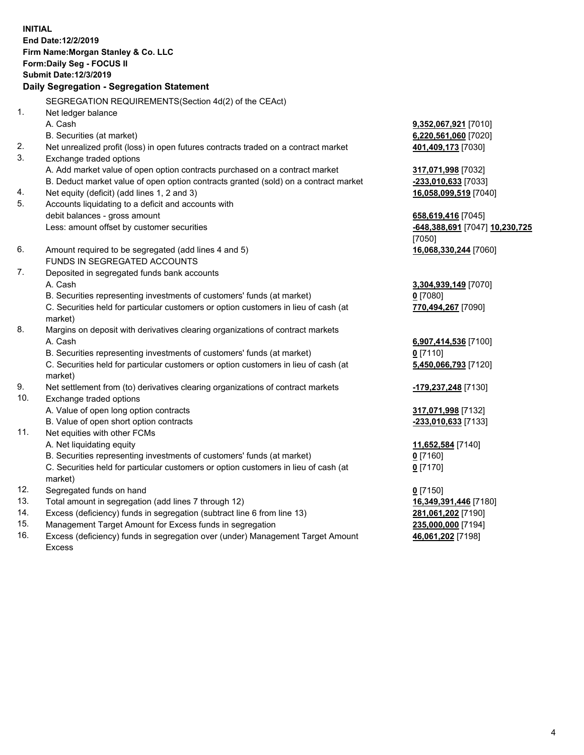**INITIAL**
**End Date:12/2/2019**
**Firm Name:Morgan Stanley & Co. LLC**
**Form:Daily Seg - FOCUS II**
**Submit Date:12/3/2019**

## Daily Segregation - Segregation Statement

SEGREGATION REQUIREMENTS(Section 4d(2) of the CEAct)

| | | |
|---|---|---|
| 1. | Net ledger balance | |
| | A. Cash | **9,352,067,921** [7010] |
| | B. Securities (at market) | **6,220,561,060** [7020] |
| 2. | Net unrealized profit (loss) in open futures contracts traded on a contract market | **401,409,173** [7030] |
| 3. | Exchange traded options | |
| | A. Add market value of open option contracts purchased on a contract market | **317,071,998** [7032] |
| | B. Deduct market value of open option contracts granted (sold) on a contract market | **-233,010,633** [7033] |
| 4. | Net equity (deficit) (add lines 1, 2 and 3) | **16,058,099,519** [7040] |
| 5. | Accounts liquidating to a deficit and accounts with debit balances - gross amount | **658,619,416** [7045] |
| | Less: amount offset by customer securities | **-648,388,691** [7047] **10,230,725** [7050] |
| 6. | Amount required to be segregated (add lines 4 and 5) | **16,068,330,244** [7060] |
| | FUNDS IN SEGREGATED ACCOUNTS | |
| 7. | Deposited in segregated funds bank accounts | |
| | A. Cash | **3,304,939,149** [7070] |
| | B. Securities representing investments of customers' funds (at market) | **0** [7080] |
| | C. Securities held for particular customers or option customers in lieu of cash (at market) | **770,494,267** [7090] |
| 8. | Margins on deposit with derivatives clearing organizations of contract markets | |
| | A. Cash | **6,907,414,536** [7100] |
| | B. Securities representing investments of customers' funds (at market) | **0** [7110] |
| | C. Securities held for particular customers or option customers in lieu of cash (at market) | **5,450,066,793** [7120] |
| 9. | Net settlement from (to) derivatives clearing organizations of contract markets | **-179,237,248** [7130] |
| 10. | Exchange traded options | |
| | A. Value of open long option contracts | **317,071,998** [7132] |
| | B. Value of open short option contracts | **-233,010,633** [7133] |
| 11. | Net equities with other FCMs | |
| | A. Net liquidating equity | **11,652,584** [7140] |
| | B. Securities representing investments of customers' funds (at market) | **0** [7160] |
| | C. Securities held for particular customers or option customers in lieu of cash (at market) | **0** [7170] |
| 12. | Segregated funds on hand | **0** [7150] |
| 13. | Total amount in segregation (add lines 7 through 12) | **16,349,391,446** [7180] |
| 14. | Excess (deficiency) funds in segregation (subtract line 6 from line 13) | **281,061,202** [7190] |
| 15. | Management Target Amount for Excess funds in segregation | **235,000,000** [7194] |
| 16. | Excess (deficiency) funds in segregation over (under) Management Target Amount Excess | **46,061,202** [7198] |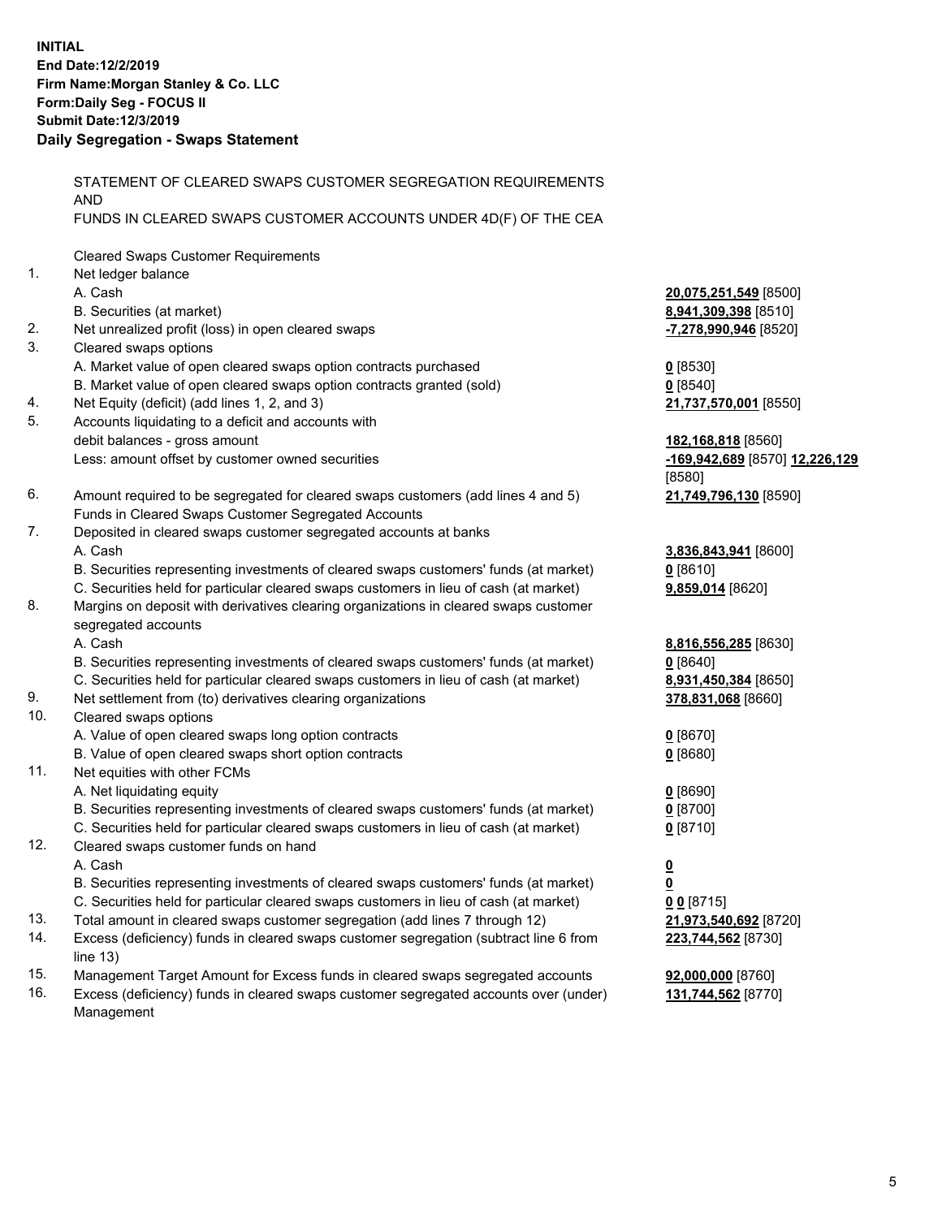**INITIAL**
**End Date:12/2/2019**
**Firm Name:Morgan Stanley & Co. LLC**
**Form:Daily Seg - FOCUS II**
**Submit Date:12/3/2019**
**Daily Segregation - Swaps Statement**

STATEMENT OF CLEARED SWAPS CUSTOMER SEGREGATION REQUIREMENTS AND FUNDS IN CLEARED SWAPS CUSTOMER ACCOUNTS UNDER 4D(F) OF THE CEA

| | | |
|---|---|---|
| | Cleared Swaps Customer Requirements | |
| 1. | Net ledger balance | |
| | A. Cash | **20,075,251,549** [8500] |
| | B. Securities (at market) | **8,941,309,398** [8510] |
| 2. | Net unrealized profit (loss) in open cleared swaps | **-7,278,990,946** [8520] |
| 3. | Cleared swaps options | |
| | A. Market value of open cleared swaps option contracts purchased | **0** [8530] |
| | B. Market value of open cleared swaps option contracts granted (sold) | **0** [8540] |
| 4. | Net Equity (deficit) (add lines 1, 2, and 3) | **21,737,570,001** [8550] |
| 5. | Accounts liquidating to a deficit and accounts with debit balances - gross amount | **182,168,818** [8560] |
| | Less: amount offset by customer owned securities | **-169,942,689** [8570] **12,226,129** [8580] |
| 6. | Amount required to be segregated for cleared swaps customers (add lines 4 and 5) | **21,749,796,130** [8590] |
| | Funds in Cleared Swaps Customer Segregated Accounts | |
| 7. | Deposited in cleared swaps customer segregated accounts at banks | |
| | A. Cash | **3,836,843,941** [8600] |
| | B. Securities representing investments of cleared swaps customers' funds (at market) | **0** [8610] |
| | C. Securities held for particular cleared swaps customers in lieu of cash (at market) | **9,859,014** [8620] |
| 8. | Margins on deposit with derivatives clearing organizations in cleared swaps customer segregated accounts | |
| | A. Cash | **8,816,556,285** [8630] |
| | B. Securities representing investments of cleared swaps customers' funds (at market) | **0** [8640] |
| | C. Securities held for particular cleared swaps customers in lieu of cash (at market) | **8,931,450,384** [8650] |
| 9. | Net settlement from (to) derivatives clearing organizations | **378,831,068** [8660] |
| 10. | Cleared swaps options | |
| | A. Value of open cleared swaps long option contracts | **0** [8670] |
| | B. Value of open cleared swaps short option contracts | **0** [8680] |
| 11. | Net equities with other FCMs | |
| | A. Net liquidating equity | **0** [8690] |
| | B. Securities representing investments of cleared swaps customers' funds (at market) | **0** [8700] |
| | C. Securities held for particular cleared swaps customers in lieu of cash (at market) | **0** [8710] |
| 12. | Cleared swaps customer funds on hand | |
| | A. Cash | **0** |
| | B. Securities representing investments of cleared swaps customers' funds (at market) | **0** |
| | C. Securities held for particular cleared swaps customers in lieu of cash (at market) | **0** **0** [8715] |
| 13. | Total amount in cleared swaps customer segregation (add lines 7 through 12) | **21,973,540,692** [8720] |
| 14. | Excess (deficiency) funds in cleared swaps customer segregation (subtract line 6 from line 13) | **223,744,562** [8730] |
| 15. | Management Target Amount for Excess funds in cleared swaps segregated accounts | **92,000,000** [8760] |
| 16. | Excess (deficiency) funds in cleared swaps customer segregated accounts over (under) Management | **131,744,562** [8770] |